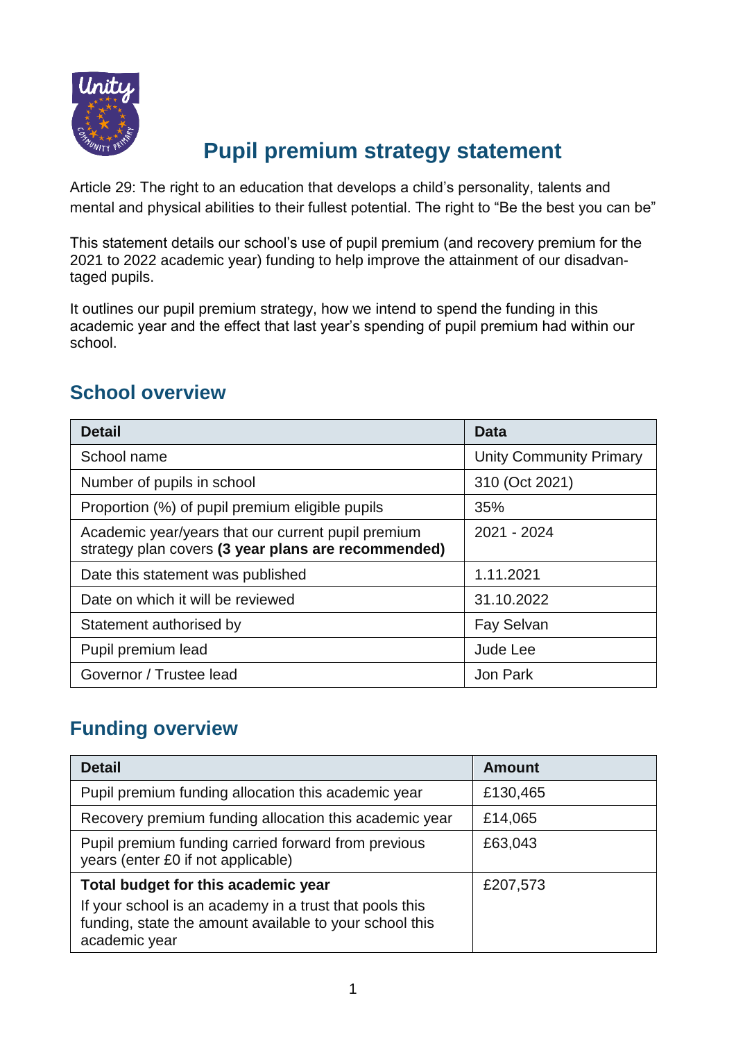# Pupil premium strategy statement

Article 29: The right to an education that develops a child's personality, talents and mental and physical abilities to their fullest potential. The right to "Be the best you can be"

This statement details our school's use of pupil premium (and recovery premium for the 2021 to 2022 academic year) funding to help improve the attainment of our disadvantaged pupils.

It outlines our pupil premium strategy, how we intend to spend the funding in this academic year and the effect that last year's spending of pupil premium had within our school.

## School overview

| Detail | Data |
|---|---|
| School name | Unity Community Primary |
| Number of pupils in school | 310 (Oct 2021) |
| Proportion (%) of pupil premium eligible pupils | 35% |
| Academic year/years that our current pupil premium strategy plan covers **(3 year plans are recommended)** | 2021 - 2024 |
| Date this statement was published | 1.11.2021 |
| Date on which it will be reviewed | 31.10.2022 |
| Statement authorised by | Fay Selvan |
| Pupil premium lead | Jude Lee |
| Governor / Trustee lead | Jon Park |

## Funding overview

| Detail | Amount |
|---|---|
| Pupil premium funding allocation this academic year | £130,465 |
| Recovery premium funding allocation this academic year | £14,065 |
| Pupil premium funding carried forward from previous years (enter £0 if not applicable) | £63,043 |
| **Total budget for this academic year**<br>If your school is an academy in a trust that pools this funding, state the amount available to your school this academic year | £207,573 |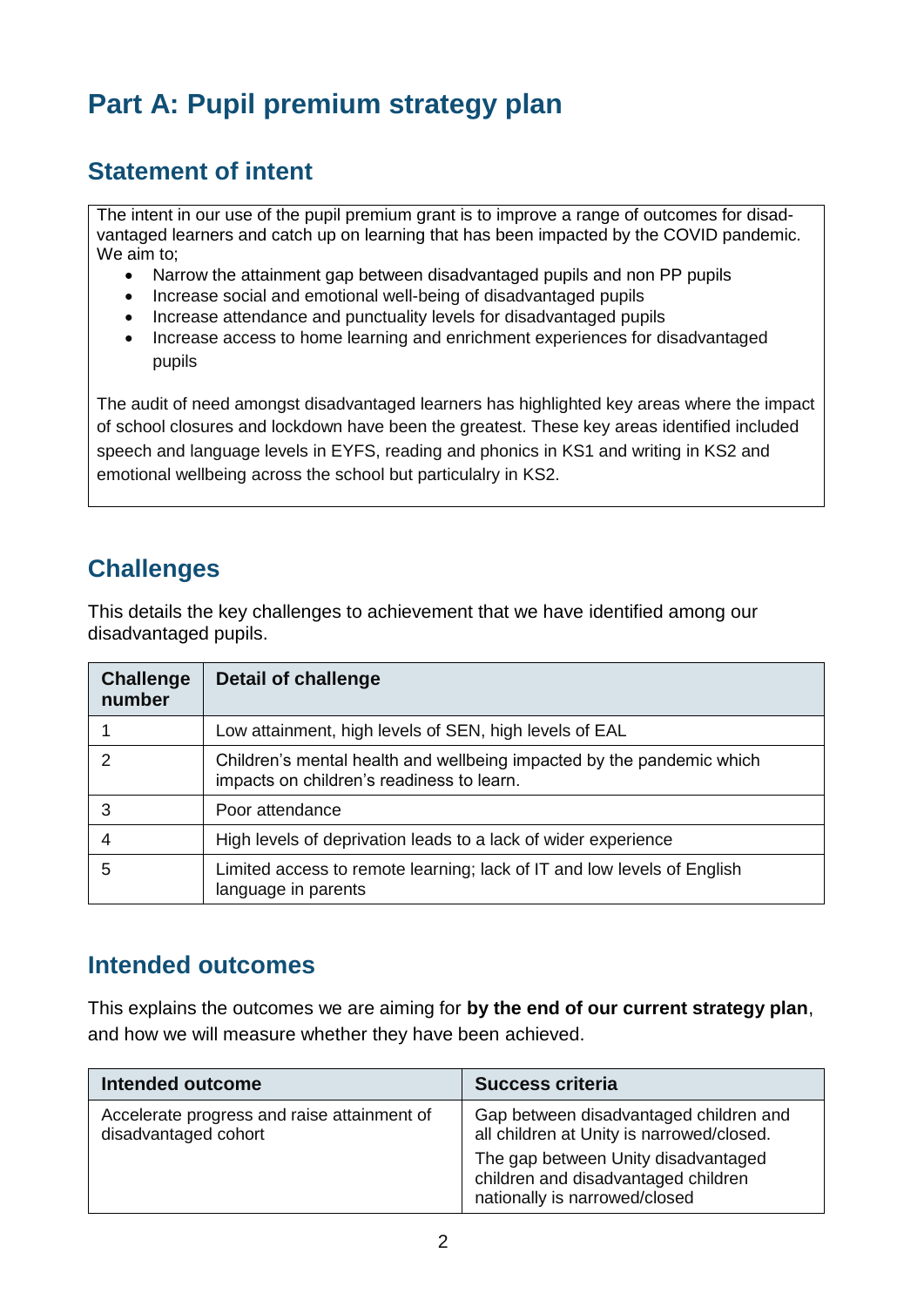# Part A: Pupil premium strategy plan

## Statement of intent

The intent in our use of the pupil premium grant is to improve a range of outcomes for disadvantaged learners and catch up on learning that has been impacted by the COVID pandemic. We aim to;

- Narrow the attainment gap between disadvantaged pupils and non PP pupils
- Increase social and emotional well-being of disadvantaged pupils
- Increase attendance and punctuality levels for disadvantaged pupils
- Increase access to home learning and enrichment experiences for disadvantaged pupils

The audit of need amongst disadvantaged learners has highlighted key areas where the impact of school closures and lockdown have been the greatest. These key areas identified included speech and language levels in EYFS, reading and phonics in KS1 and writing in KS2 and emotional wellbeing across the school but particularly in KS2.

## Challenges

This details the key challenges to achievement that we have identified among our disadvantaged pupils.

| Challenge number | Detail of challenge |
|---|---|
| 1 | Low attainment, high levels of SEN, high levels of EAL |
| 2 | Children's mental health and wellbeing impacted by the pandemic which impacts on children's readiness to learn. |
| 3 | Poor attendance |
| 4 | High levels of deprivation leads to a lack of wider experience |
| 5 | Limited access to remote learning; lack of IT and low levels of English language in parents |

## Intended outcomes

This explains the outcomes we are aiming for **by the end of our current strategy plan**, and how we will measure whether they have been achieved.

| Intended outcome | Success criteria |
|---|---|
| Accelerate progress and raise attainment of disadvantaged cohort | Gap between disadvantaged children and all children at Unity is narrowed/closed.<br>The gap between Unity disadvantaged children and disadvantaged children nationally is narrowed/closed |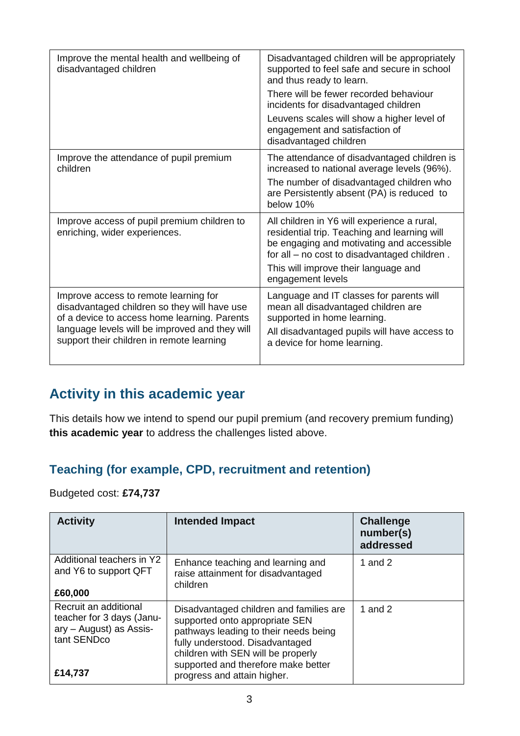| | |
|---|---|
| Improve the mental health and wellbeing of disadvantaged children | Disadvantaged children will be appropriately supported to feel safe and secure in school and thus ready to learn.<br>There will be fewer recorded behaviour incidents for disadvantaged children<br>Leuvens scales will show a higher level of engagement and satisfaction of disadvantaged children |
| Improve the attendance of pupil premium children | The attendance of disadvantaged children is increased to national average levels (96%).<br>The number of disadvantaged children who are Persistently absent (PA) is reduced to below 10% |
| Improve access of pupil premium children to enriching, wider experiences. | All children in Y6 will experience a rural, residential trip. Teaching and learning will be engaging and motivating and accessible for all – no cost to disadvantaged children .<br>This will improve their language and engagement levels |
| Improve access to remote learning for disadvantaged children so they will have use of a device to access home learning. Parents language levels will be improved and they will support their children in remote learning | Language and IT classes for parents will mean all disadvantaged children are supported in home learning.<br>All disadvantaged pupils will have access to a device for home learning. |

## Activity in this academic year

This details how we intend to spend our pupil premium (and recovery premium funding) **this academic year** to address the challenges listed above.

### Teaching (for example, CPD, recruitment and retention)

Budgeted cost: **£74,737**

| Activity | Intended Impact | Challenge number(s) addressed |
|---|---|---|
| Additional teachers in Y2 and Y6 to support QFT<br><br>**£60,000** | Enhance teaching and learning and raise attainment for disadvantaged children | 1 and 2 |
| Recruit an additional teacher for 3 days (January – August) as Assistant SENDco<br><br>**£14,737** | Disadvantaged children and families are supported onto appropriate SEN pathways leading to their needs being fully understood. Disadvantaged children with SEN will be properly supported and therefore make better progress and attain higher. | 1 and 2 |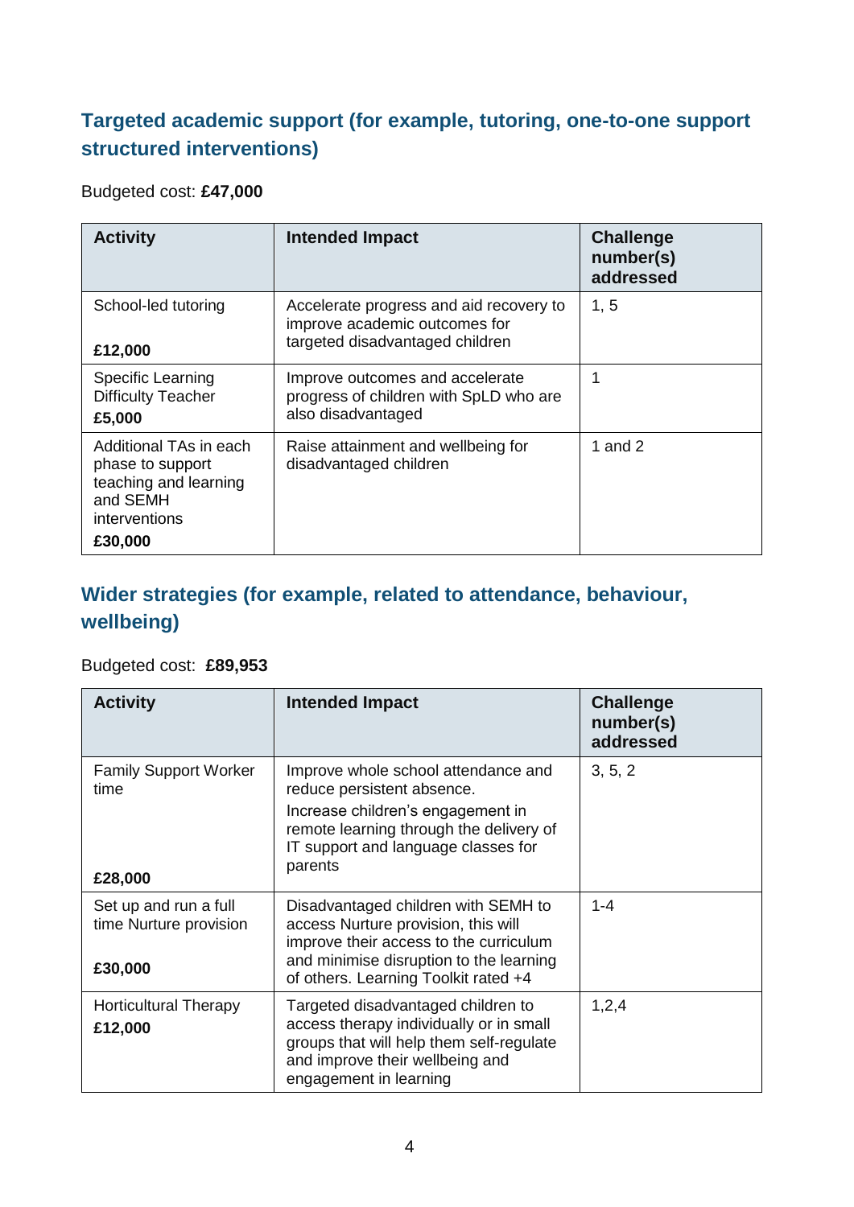## Targeted academic support (for example, tutoring, one-to-one support structured interventions)

Budgeted cost: **£47,000**

| Activity | Intended Impact | Challenge number(s) addressed |
|---|---|---|
| School-led tutoring<br><br>**£12,000** | Accelerate progress and aid recovery to improve academic outcomes for targeted disadvantaged children | 1, 5 |
| Specific Learning Difficulty Teacher<br>**£5,000** | Improve outcomes and accelerate progress of children with SpLD who are also disadvantaged | 1 |
| Additional TAs in each phase to support teaching and learning and SEMH interventions<br>**£30,000** | Raise attainment and wellbeing for disadvantaged children | 1 and 2 |

## Wider strategies (for example, related to attendance, behaviour, wellbeing)

Budgeted cost: **£89,953**

| Activity | Intended Impact | Challenge number(s) addressed |
|---|---|---|
| Family Support Worker time<br><br>**£28,000** | Improve whole school attendance and reduce persistent absence.<br>Increase children's engagement in remote learning through the delivery of IT support and language classes for parents | 3, 5, 2 |
| Set up and run a full time Nurture provision<br><br>**£30,000** | Disadvantaged children with SEMH to access Nurture provision, this will improve their access to the curriculum and minimise disruption to the learning of others. Learning Toolkit rated +4 | 1-4 |
| Horticultural Therapy<br>**£12,000** | Targeted disadvantaged children to access therapy individually or in small groups that will help them self-regulate and improve their wellbeing and engagement in learning | 1,2,4 |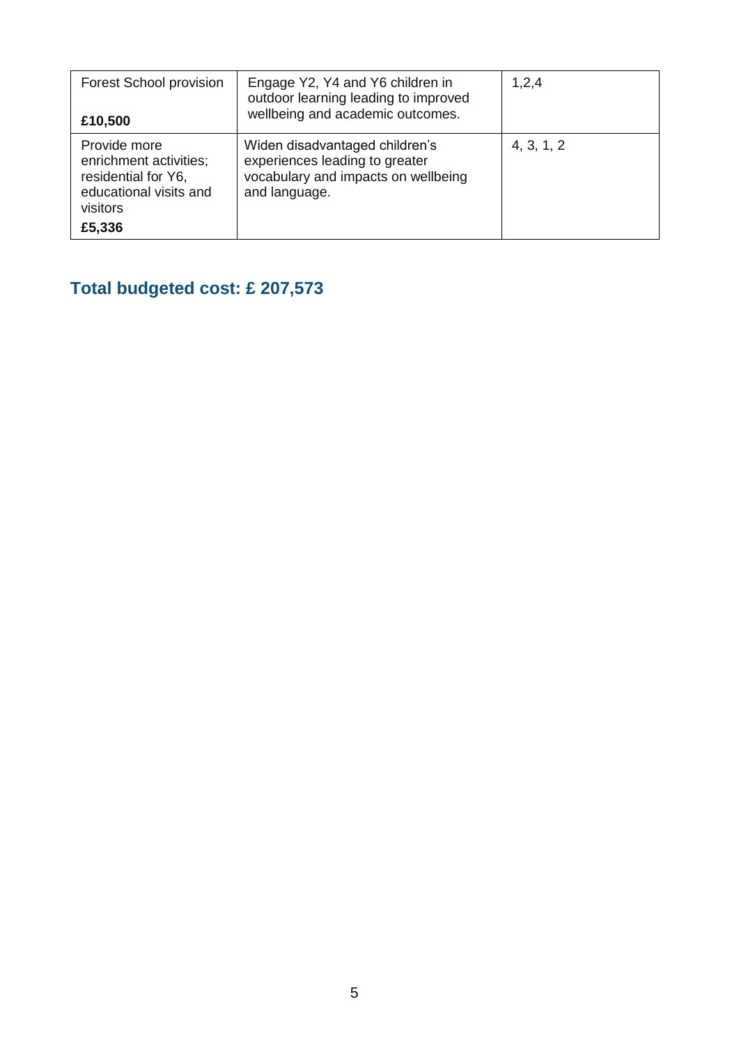| | | |
|---|---|---|
| Forest School provision<br><br>**£10,500** | Engage Y2, Y4 and Y6 children in outdoor learning leading to improved wellbeing and academic outcomes. | 1,2,4 |
| Provide more enrichment activities; residential for Y6, educational visits and visitors<br>**£5,336** | Widen disadvantaged children's experiences leading to greater vocabulary and impacts on wellbeing and language. | 4, 3, 1, 2 |

## Total budgeted cost: £ 207,573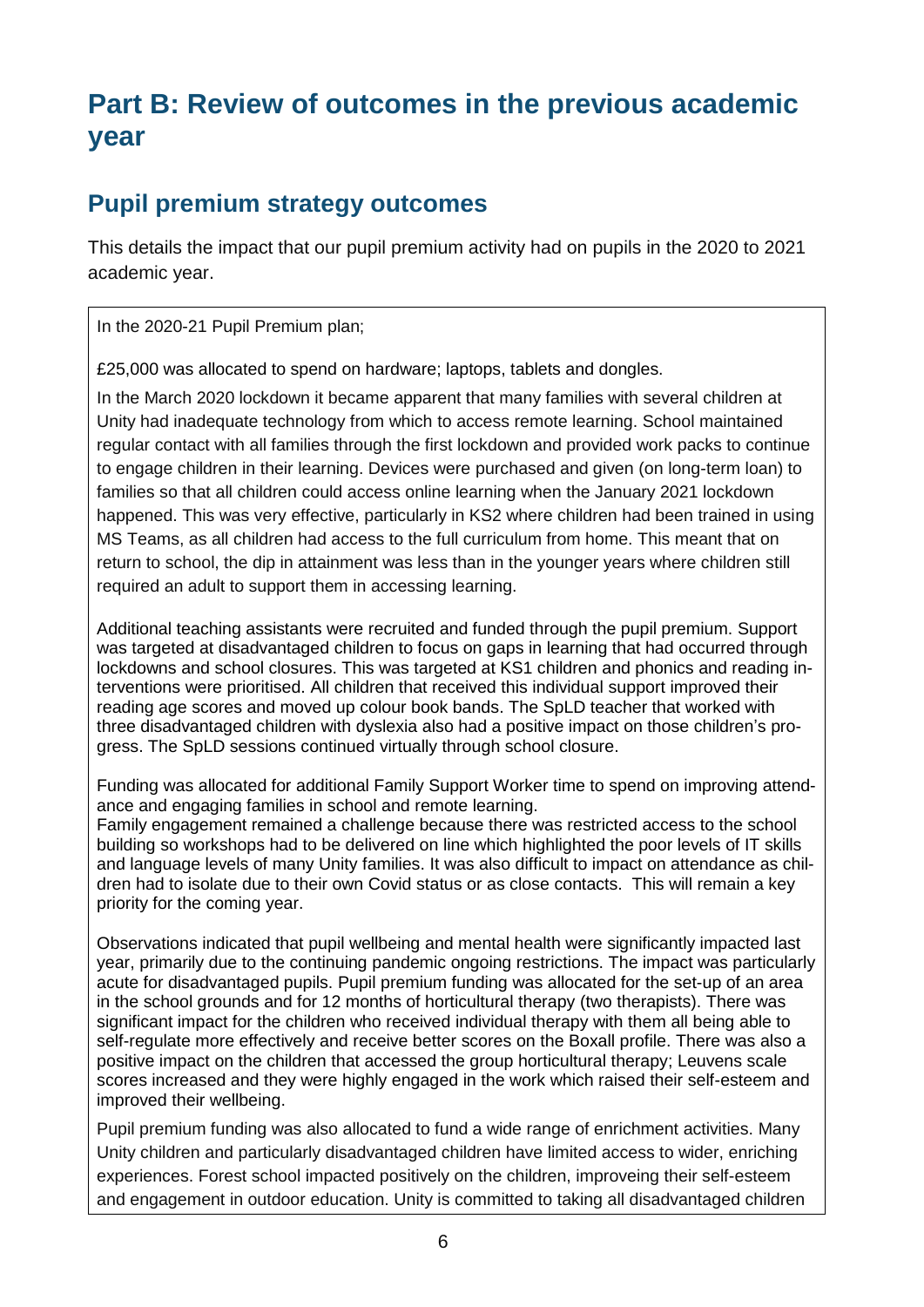# Part B: Review of outcomes in the previous academic year

## Pupil premium strategy outcomes

This details the impact that our pupil premium activity had on pupils in the 2020 to 2021 academic year.

In the 2020-21 Pupil Premium plan;

£25,000 was allocated to spend on hardware; laptops, tablets and dongles.

In the March 2020 lockdown it became apparent that many families with several children at Unity had inadequate technology from which to access remote learning. School maintained regular contact with all families through the first lockdown and provided work packs to continue to engage children in their learning. Devices were purchased and given (on long-term loan) to families so that all children could access online learning when the January 2021 lockdown happened. This was very effective, particularly in KS2 where children had been trained in using MS Teams, as all children had access to the full curriculum from home. This meant that on return to school, the dip in attainment was less than in the younger years where children still required an adult to support them in accessing learning.

Additional teaching assistants were recruited and funded through the pupil premium. Support was targeted at disadvantaged children to focus on gaps in learning that had occurred through lockdowns and school closures. This was targeted at KS1 children and phonics and reading interventions were prioritised. All children that received this individual support improved their reading age scores and moved up colour book bands. The SpLD teacher that worked with three disadvantaged children with dyslexia also had a positive impact on those children's progress. The SpLD sessions continued virtually through school closure.

Funding was allocated for additional Family Support Worker time to spend on improving attendance and engaging families in school and remote learning.
Family engagement remained a challenge because there was restricted access to the school building so workshops had to be delivered on line which highlighted the poor levels of IT skills and language levels of many Unity families. It was also difficult to impact on attendance as children had to isolate due to their own Covid status or as close contacts. This will remain a key priority for the coming year.

Observations indicated that pupil wellbeing and mental health were significantly impacted last year, primarily due to the continuing pandemic ongoing restrictions. The impact was particularly acute for disadvantaged pupils. Pupil premium funding was allocated for the set-up of an area in the school grounds and for 12 months of horticultural therapy (two therapists). There was significant impact for the children who received individual therapy with them all being able to self-regulate more effectively and receive better scores on the Boxall profile. There was also a positive impact on the children that accessed the group horticultural therapy; Leuvens scale scores increased and they were highly engaged in the work which raised their self-esteem and improved their wellbeing.

Pupil premium funding was also allocated to fund a wide range of enrichment activities. Many Unity children and particularly disadvantaged children have limited access to wider, enriching experiences. Forest school impacted positively on the children, improveing their self-esteem and engagement in outdoor education. Unity is committed to taking all disadvantaged children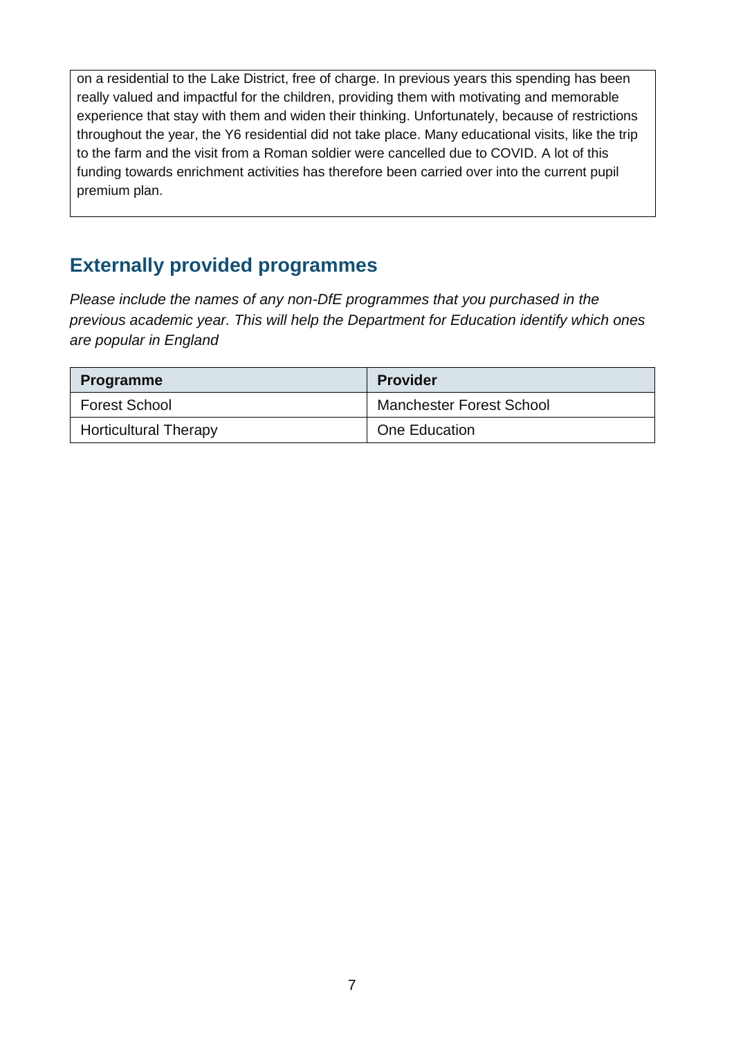on a residential to the Lake District, free of charge. In previous years this spending has been really valued and impactful for the children, providing them with motivating and memorable experience that stay with them and widen their thinking. Unfortunately, because of restrictions throughout the year, the Y6 residential did not take place. Many educational visits, like the trip to the farm and the visit from a Roman soldier were cancelled due to COVID. A lot of this funding towards enrichment activities has therefore been carried over into the current pupil premium plan.

## Externally provided programmes

*Please include the names of any non-DfE programmes that you purchased in the previous academic year. This will help the Department for Education identify which ones are popular in England*

| Programme | Provider |
|---|---|
| Forest School | Manchester Forest School |
| Horticultural Therapy | One Education |